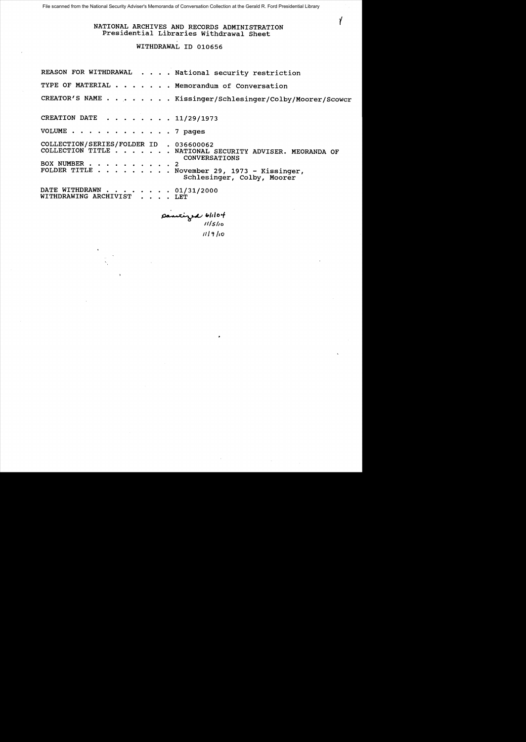File scanned from the National Security Adviser's Memoranda of Conversation Collection at the Gerald R. Ford Presidential Library

NATIONAL ARCHIVES AND RECORDS ADMINISTRATION
Presidential Libraries Withdrawal Sheet

WITHDRAWAL ID 010656

REASON FOR WITHDRAWAL . . . . National security restriction

TYPE OF MATERIAL . . . . . . . Memorandum of Conversation

CREATOR'S NAME . . . . . . . . Kissinger/Schlesinger/Colby/Moorer/Scowcr

CREATION DATE . . . . . . . . 11/29/1973

VOLUME . . . . . . . . . . . . 7 pages

COLLECTION/SERIES/FOLDER ID . 036600062
COLLECTION TITLE . . . . . . . NATIONAL SECURITY ADVISER. MEORANDA OF CONVERSATIONS
BOX NUMBER . . . . . . . . . . 2
FOLDER TITLE . . . . . . . . . November 29, 1973 - Kissinger, Schlesinger, Colby, Moorer

DATE WITHDRAWN . . . . . . . . 01/31/2000
WITHDRAWING ARCHIVIST . . . . LET

sanitized 6/1/04
11/5/10
11/9/10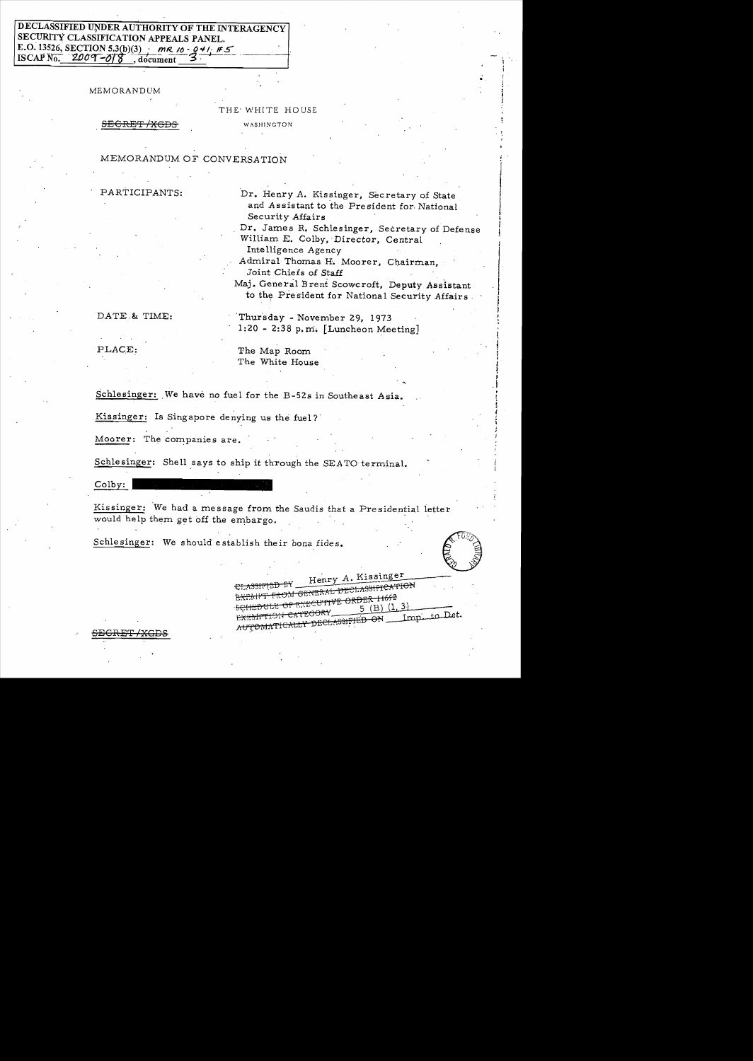DECLASSIFIED UNDER AUTHORITY OF THE INTERAGENCY SECURITY CLASSIFICATION APPEALS PANEL.
E.O. 13526, SECTION 5.3(b)(3) MR 10-041, #5
ISCAP No. 2009-018, document 3

MEMORANDUM

THE WHITE HOUSE

~~SECRET/XGDS~~

WASHINGTON

MEMORANDUM OF CONVERSATION

PARTICIPANTS:

Dr. Henry A. Kissinger, Secretary of State and Assistant to the President for National Security Affairs
Dr. James R. Schlesinger, Secretary of Defense
William E. Colby, Director, Central Intelligence Agency
Admiral Thomas H. Moorer, Chairman, Joint Chiefs of Staff
Maj. General Brent Scowcroft, Deputy Assistant to the President for National Security Affairs

DATE & TIME:

Thursday - November 29, 1973
1:20 - 2:38 p.m. [Luncheon Meeting]

PLACE:

The Map Room
The White House

Schlesinger: We have no fuel for the B-52s in Southeast Asia.

Kissinger: Is Singapore denying us the fuel?

Moorer: The companies are.

Schlesinger: Shell says to ship it through the SEATO terminal.

Colby: [redacted]

Kissinger: We had a message from the Saudis that a Presidential letter would help them get off the embargo.

Schlesinger: We should establish their bona fides.

~~CLASSIFIED BY~~ Henry A. Kissinger
~~EXEMPT FROM GENERAL DECLASSIFICATION~~
~~SCHEDULE OF EXECUTIVE ORDER 11652~~
~~EXEMPTION CATEGORY~~ 5 (B) (1, 3)
~~AUTOMATICALLY DECLASSIFIED ON~~ Imp. to Det.

~~SECRET/XGDS~~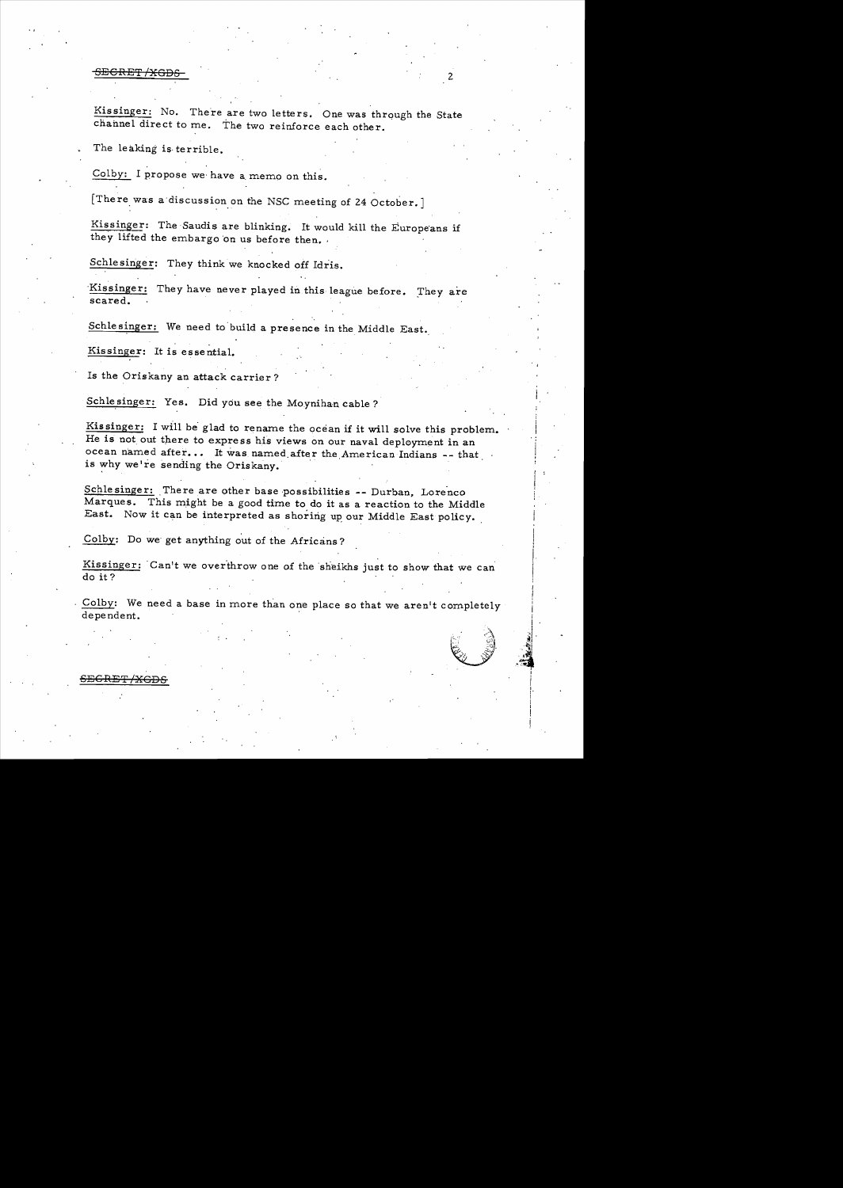Kissinger: No. There are two letters. One was through the State channel direct to me. The two reinforce each other.

The leaking is terrible.

Colby: I propose we have a memo on this.

[There was a discussion on the NSC meeting of 24 October.]

Kissinger: The Saudis are blinking. It would kill the Europeans if they lifted the embargo on us before then.

Schlesinger: They think we knocked off Idris.

Kissinger: They have never played in this league before. They are scared.

Schlesinger: We need to build a presence in the Middle East.

Kissinger: It is essential.

Is the Oriskany an attack carrier?

Schlesinger: Yes. Did you see the Moynihan cable?

Kissinger: I will be glad to rename the ocean if it will solve this problem. He is not out there to express his views on our naval deployment in an ocean named after... It was named after the American Indians -- that is why we're sending the Oriskany.

Schlesinger: There are other base possibilities -- Durban, Lorenco Marques. This might be a good time to do it as a reaction to the Middle East. Now it can be interpreted as shoring up our Middle East policy.

Colby: Do we get anything out of the Africans?

Kissinger: Can't we overthrow one of the sheikhs just to show that we can do it?

Colby: We need a base in more than one place so that we aren't completely dependent.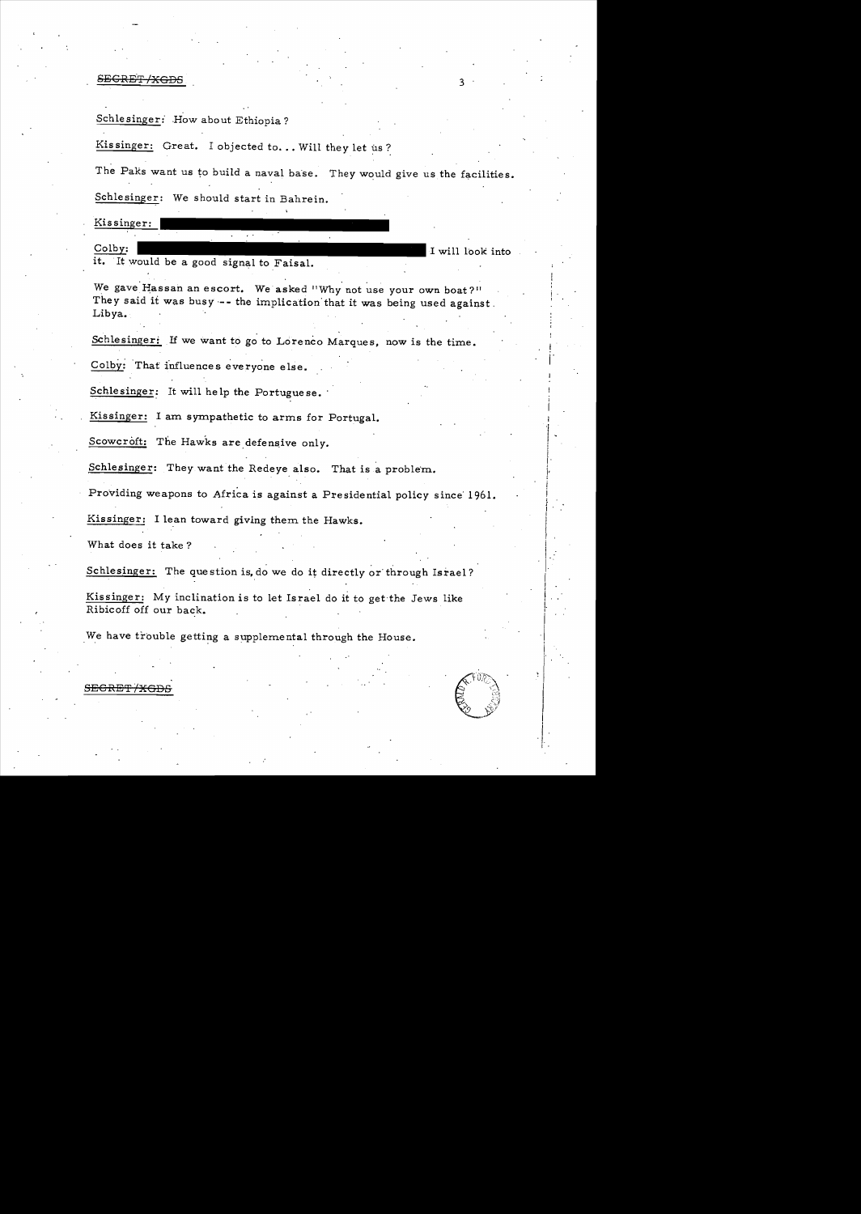Schlesinger: How about Ethiopia?

Kissinger: Great. I objected to... Will they let us?

The Paks want us to build a naval base. They would give us the facilities.

Schlesinger: We should start in Bahrein.

Kissinger: [redacted]

Colby: [redacted] I will look into it. It would be a good signal to Faisal.

We gave Hassan an escort. We asked "Why not use your own boat?" They said it was busy -- the implication that it was being used against Libya.

Schlesinger: If we want to go to Lorenco Marques, now is the time.

Colby: That influences everyone else.

Schlesinger: It will help the Portuguese.

Kissinger: I am sympathetic to arms for Portugal.

Scowcroft: The Hawks are defensive only.

Schlesinger: They want the Redeye also. That is a problem.

Providing weapons to Africa is against a Presidential policy since 1961.

Kissinger: I lean toward giving them the Hawks.

What does it take?

Schlesinger: The question is, do we do it directly or through Israel?

Kissinger: My inclination is to let Israel do it to get the Jews like Ribicoff off our back.

We have trouble getting a supplemental through the House.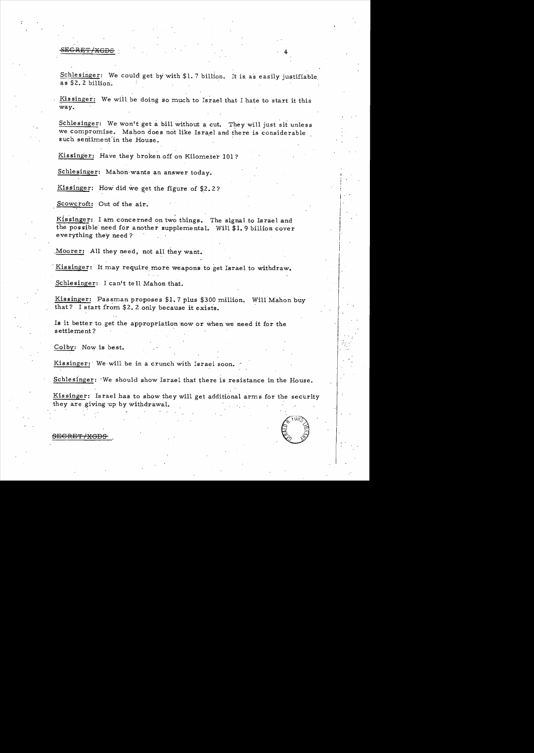Schlesinger: We could get by with \$1.7 billion. It is as easily justifiable as \$2.2 billion.

Kissinger: We will be doing so much to Israel that I hate to start it this way.

Schlesinger: We won't get a bill without a cut. They will just sit unless we compromise. Mahon does not like Israel and there is considerable such sentiment in the House.

Kissinger: Have they broken off on Kilometer 101?

Schlesinger: Mahon wants an answer today.

Kissinger: How did we get the figure of \$2.2?

Scowcroft: Out of the air.

Kissinger: I am concerned on two things. The signal to Israel and the possible need for another supplemental. Will \$1.9 billion cover everything they need?

Moorer: All they need, not all they want.

Kissinger: It may require more weapons to get Israel to withdraw.

Schlesinger: I can't tell Mahon that.

Kissinger: Passman proposes \$1.7 plus \$300 million. Will Mahon buy that? I start from \$2.2 only because it exists.

Is it better to get the appropriation now or when we need it for the settlement?

Colby: Now is best.

Kissinger: We will be in a crunch with Israel soon.

Schlesinger: We should show Israel that there is resistance in the House.

Kissinger: Israel has to show they will get additional arms for the security they are giving up by withdrawal.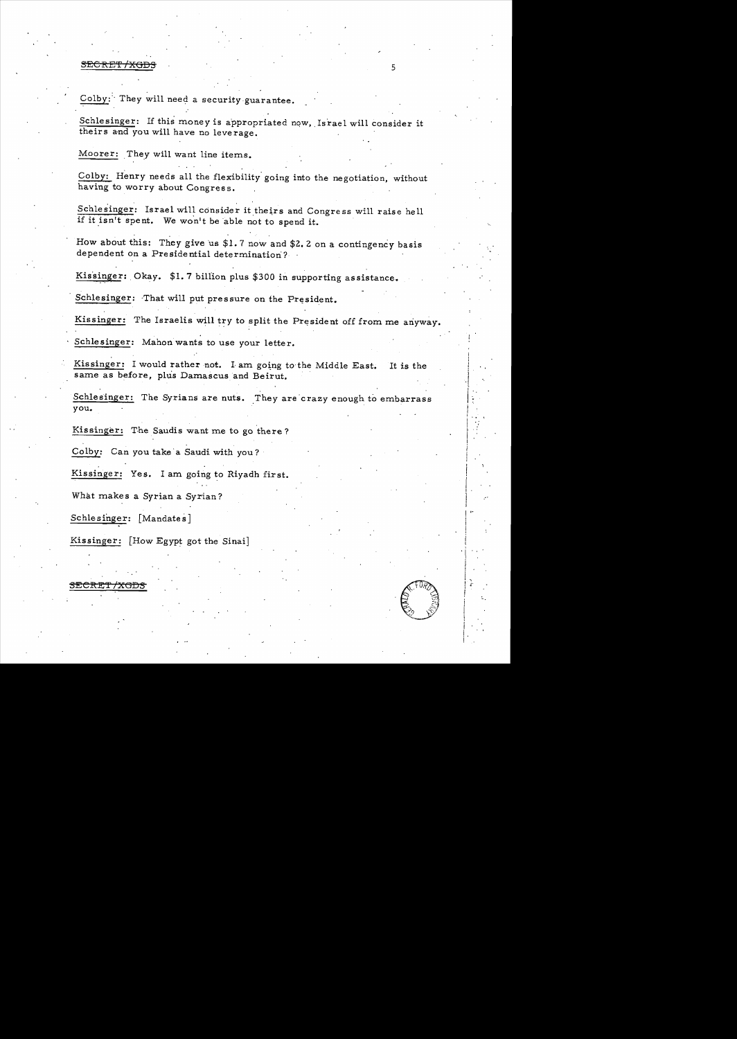Colby: They will need a security guarantee.

Schlesinger: If this money is appropriated now, Israel will consider it theirs and you will have no leverage.

Moorer: They will want line items.

Colby: Henry needs all the flexibility going into the negotiation, without having to worry about Congress.

Schlesinger: Israel will consider it theirs and Congress will raise hell if it isn't spent. We won't be able not to spend it.

How about this: They give us $1.7 now and $2.2 on a contingency basis dependent on a Presidential determination?

Kissinger: Okay. $1.7 billion plus $300 in supporting assistance.

Schlesinger: That will put pressure on the President.

Kissinger: The Israelis will try to split the President off from me anyway.

Schlesinger: Mahon wants to use your letter.

Kissinger: I would rather not. I am going to the Middle East. It is the same as before, plus Damascus and Beirut.

Schlesinger: The Syrians are nuts. They are crazy enough to embarrass you.

Kissinger: The Saudis want me to go there?

Colby: Can you take a Saudi with you?

Kissinger: Yes. I am going to Riyadh first.

What makes a Syrian a Syrian?

Schlesinger: [Mandates]

Kissinger: [How Egypt got the Sinai]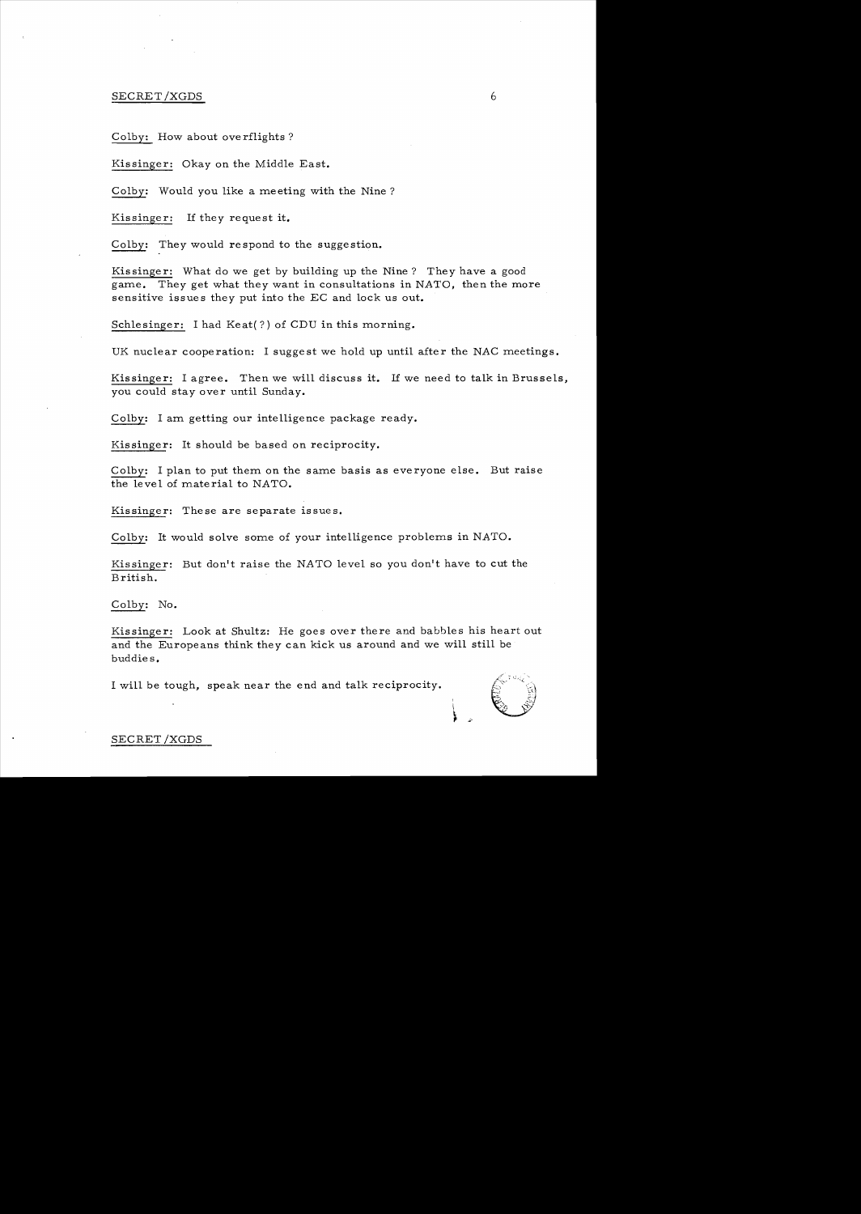SECRET/XGDS

Colby: How about overflights?

Kissinger: Okay on the Middle East.

Colby: Would you like a meeting with the Nine?

Kissinger: If they request it.

Colby: They would respond to the suggestion.

Kissinger: What do we get by building up the Nine? They have a good game. They get what they want in consultations in NATO, then the more sensitive issues they put into the EC and lock us out.

Schlesinger: I had Keat(?) of CDU in this morning.

UK nuclear cooperation: I suggest we hold up until after the NAC meetings.

Kissinger: I agree. Then we will discuss it. If we need to talk in Brussels, you could stay over until Sunday.

Colby: I am getting our intelligence package ready.

Kissinger: It should be based on reciprocity.

Colby: I plan to put them on the same basis as everyone else. But raise the level of material to NATO.

Kissinger: These are separate issues.

Colby: It would solve some of your intelligence problems in NATO.

Kissinger: But don't raise the NATO level so you don't have to cut the British.

Colby: No.

Kissinger: Look at Shultz: He goes over there and babbles his heart out and the Europeans think they can kick us around and we will still be buddies.

I will be tough, speak near the end and talk reciprocity.

SECRET/XGDS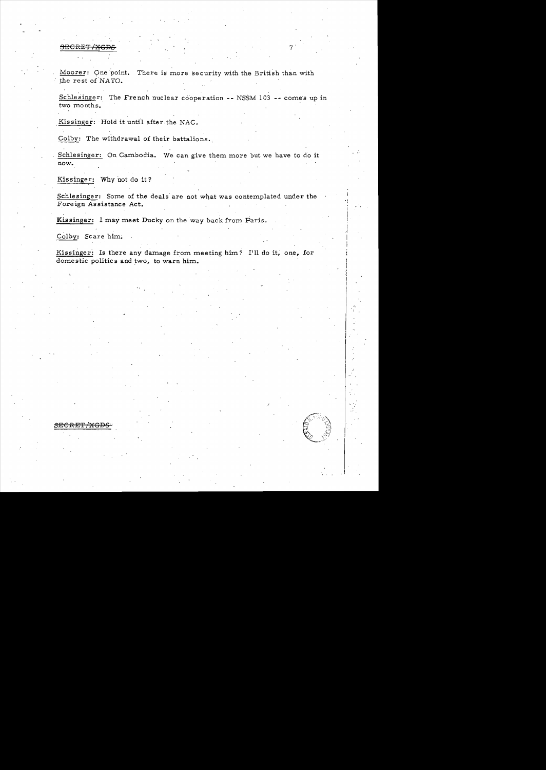Moorer: One point. There is more security with the British than with the rest of NATO.

Schlesinger: The French nuclear cooperation -- NSSM 103 -- comes up in two months.

Kissinger: Hold it until after the NAC.

Colby: The withdrawal of their battalions.

Schlesinger: On Cambodia. We can give them more but we have to do it now.

Kissinger: Why not do it?

Schlesinger: Some of the deals are not what was contemplated under the Foreign Assistance Act.

Kissinger: I may meet Ducky on the way back from Paris.

Colby: Scare him.

Kissinger: Is there any damage from meeting him? I'll do it, one, for domestic politics and two, to warn him.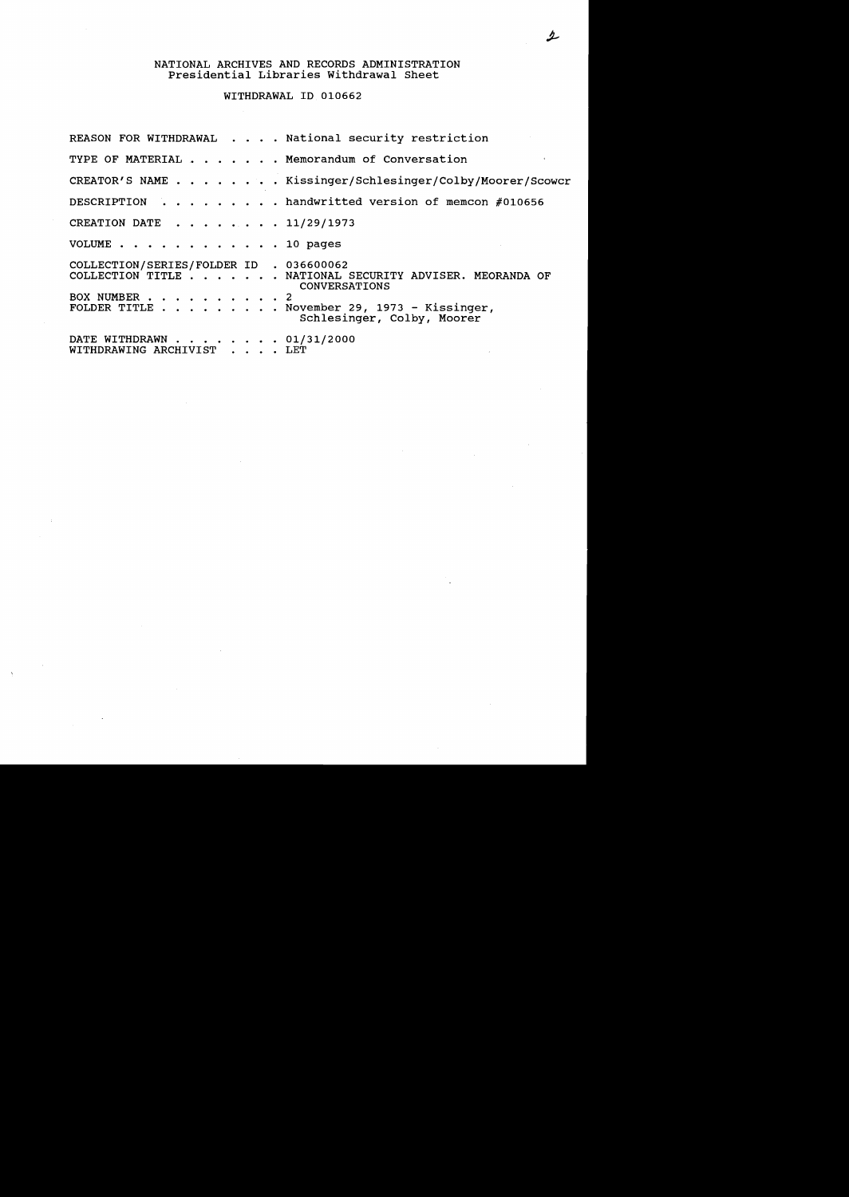NATIONAL ARCHIVES AND RECORDS ADMINISTRATION
Presidential Libraries Withdrawal Sheet

WITHDRAWAL ID 010662

REASON FOR WITHDRAWAL . . . . National security restriction

TYPE OF MATERIAL . . . . . . . Memorandum of Conversation

CREATOR'S NAME . . . . . . . . Kissinger/Schlesinger/Colby/Moorer/Scowcr

DESCRIPTION . . . . . . . . . handwritted version of memcon #010656

CREATION DATE . . . . . . . . 11/29/1973

VOLUME . . . . . . . . . . . . 10 pages

COLLECTION/SERIES/FOLDER ID . 036600062
COLLECTION TITLE . . . . . . . NATIONAL SECURITY ADVISER. MEORANDA OF CONVERSATIONS
BOX NUMBER . . . . . . . . . . 2
FOLDER TITLE . . . . . . . . . November 29, 1973 - Kissinger, Schlesinger, Colby, Moorer

DATE WITHDRAWN . . . . . . . . 01/31/2000
WITHDRAWING ARCHIVIST . . . . LET